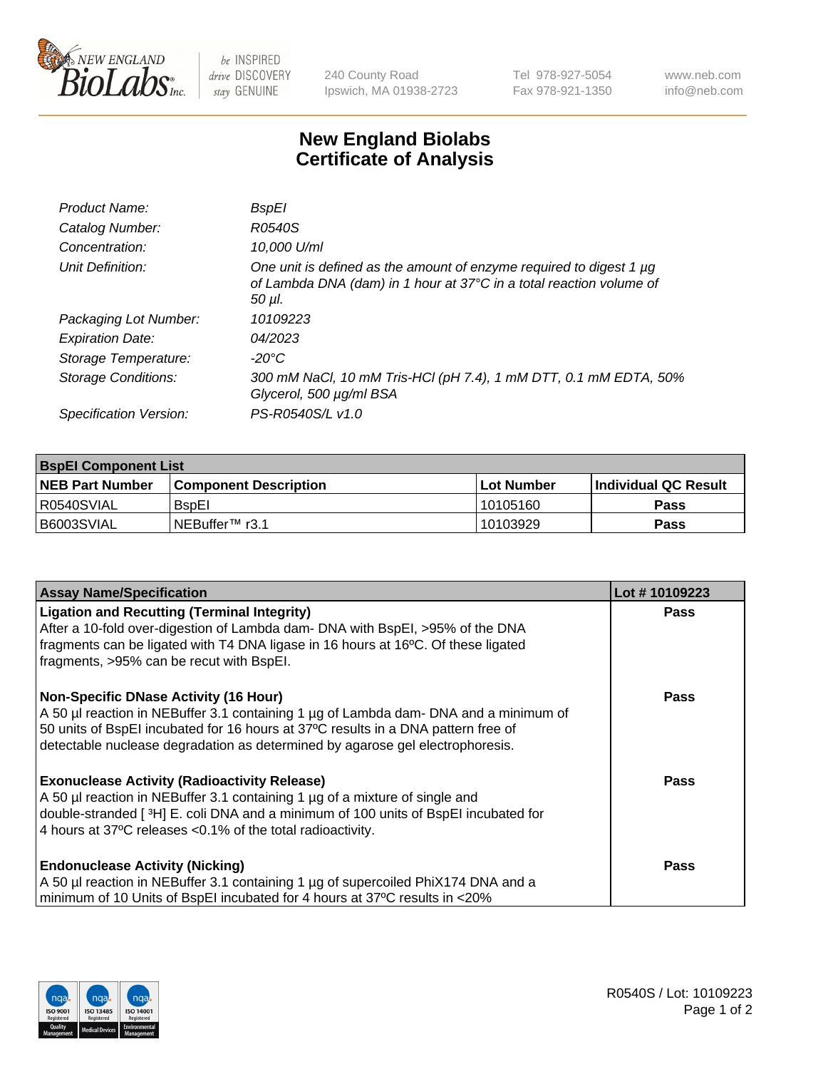# New England Biolabs Certificate of Analysis

| | |
|---|---|
| *Product Name:* | *BspEI* |
| *Catalog Number:* | *R0540S* |
| *Concentration:* | *10,000 U/ml* |
| *Unit Definition:* | *One unit is defined as the amount of enzyme required to digest 1 µg of Lambda DNA (dam) in 1 hour at 37°C in a total reaction volume of 50 µl.* |
| *Packaging Lot Number:* | *10109223* |
| *Expiration Date:* | *04/2023* |
| *Storage Temperature:* | *-20°C* |
| *Storage Conditions:* | *300 mM NaCl, 10 mM Tris-HCl (pH 7.4), 1 mM DTT, 0.1 mM EDTA, 50% Glycerol, 500 µg/ml BSA* |
| *Specification Version:* | *PS-R0540S/L v1.0* |

| **BspEI Component List** | | | |
|---|---|---|---|
| **NEB Part Number** | **Component Description** | **Lot Number** | **Individual QC Result** |
| R0540SVIAL | BspEI | 10105160 | **Pass** |
| B6003SVIAL | NEBuffer™ r3.1 | 10103929 | **Pass** |

| **Assay Name/Specification** | **Lot # 10109223** |
|---|---|
| **Ligation and Recutting (Terminal Integrity)** After a 10-fold over-digestion of Lambda dam- DNA with BspEI, >95% of the DNA fragments can be ligated with T4 DNA ligase in 16 hours at 16ºC. Of these ligated fragments, >95% can be recut with BspEI. | **Pass** |
| **Non-Specific DNase Activity (16 Hour)** A 50 µl reaction in NEBuffer 3.1 containing 1 µg of Lambda dam- DNA and a minimum of 50 units of BspEI incubated for 16 hours at 37ºC results in a DNA pattern free of detectable nuclease degradation as determined by agarose gel electrophoresis. | **Pass** |
| **Exonuclease Activity (Radioactivity Release)** A 50 µl reaction in NEBuffer 3.1 containing 1 µg of a mixture of single and double-stranded [ $^3$H] E. coli DNA and a minimum of 100 units of BspEI incubated for 4 hours at 37ºC releases <0.1% of the total radioactivity. | **Pass** |
| **Endonuclease Activity (Nicking)** A 50 µl reaction in NEBuffer 3.1 containing 1 µg of supercoiled PhiX174 DNA and a minimum of 10 Units of BspEI incubated for 4 hours at 37ºC results in <20% | **Pass** |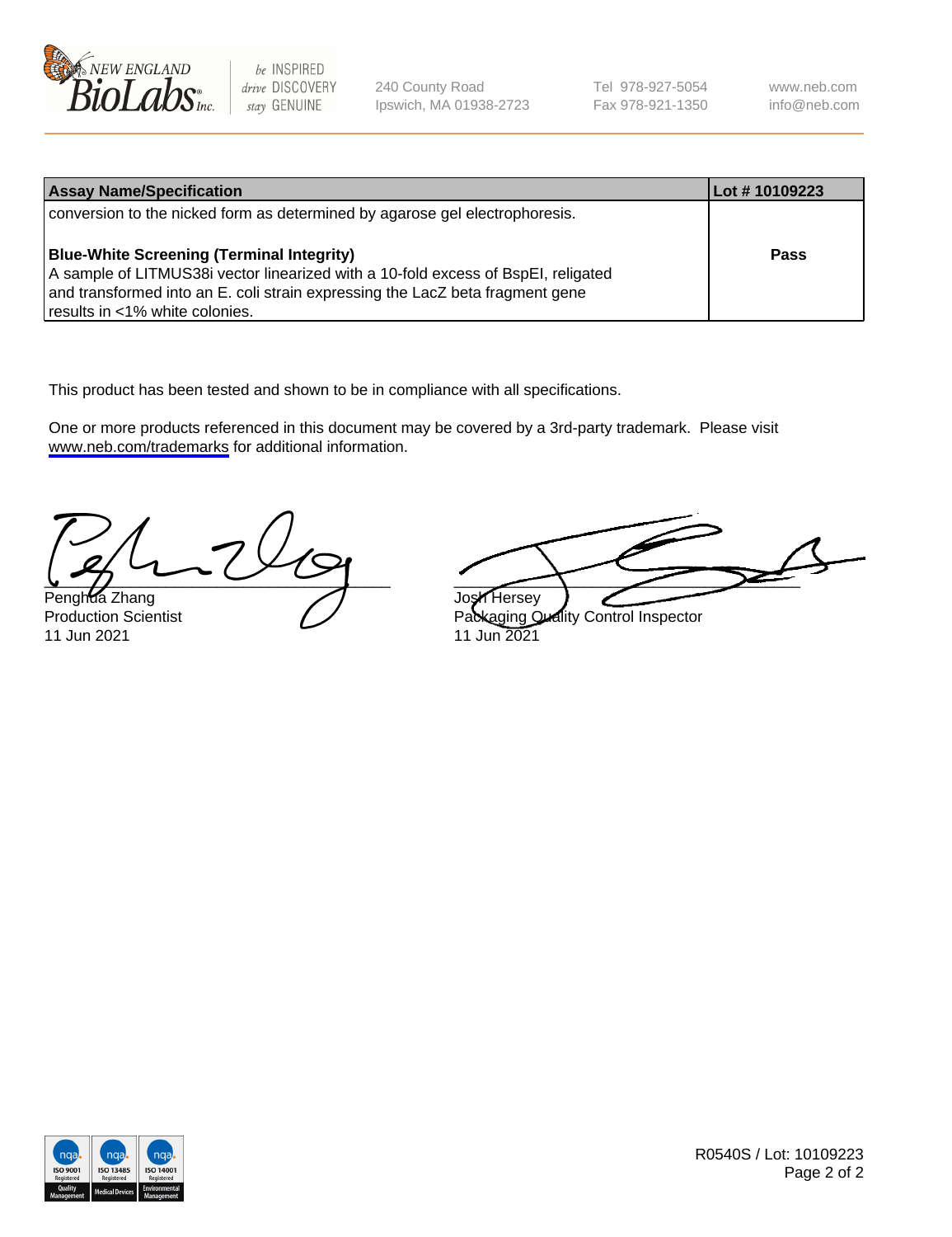| Assay Name/Specification | Lot # 10109223 |
| --- | --- |
| conversion to the nicked form as determined by agarose gel electrophoresis. | |
| **Blue-White Screening (Terminal Integrity)**<br>A sample of LITMUS38i vector linearized with a 10-fold excess of BspEI, religated and transformed into an E. coli strain expressing the LacZ beta fragment gene results in <1% white colonies. | **Pass** |

This product has been tested and shown to be in compliance with all specifications.

One or more products referenced in this document may be covered by a 3rd-party trademark. Please visit www.neb.com/trademarks for additional information.

Penghua Zhang
Production Scientist
11 Jun 2021

Josh Hersey
Packaging Quality Control Inspector
11 Jun 2021

R0540S / Lot: 10109223